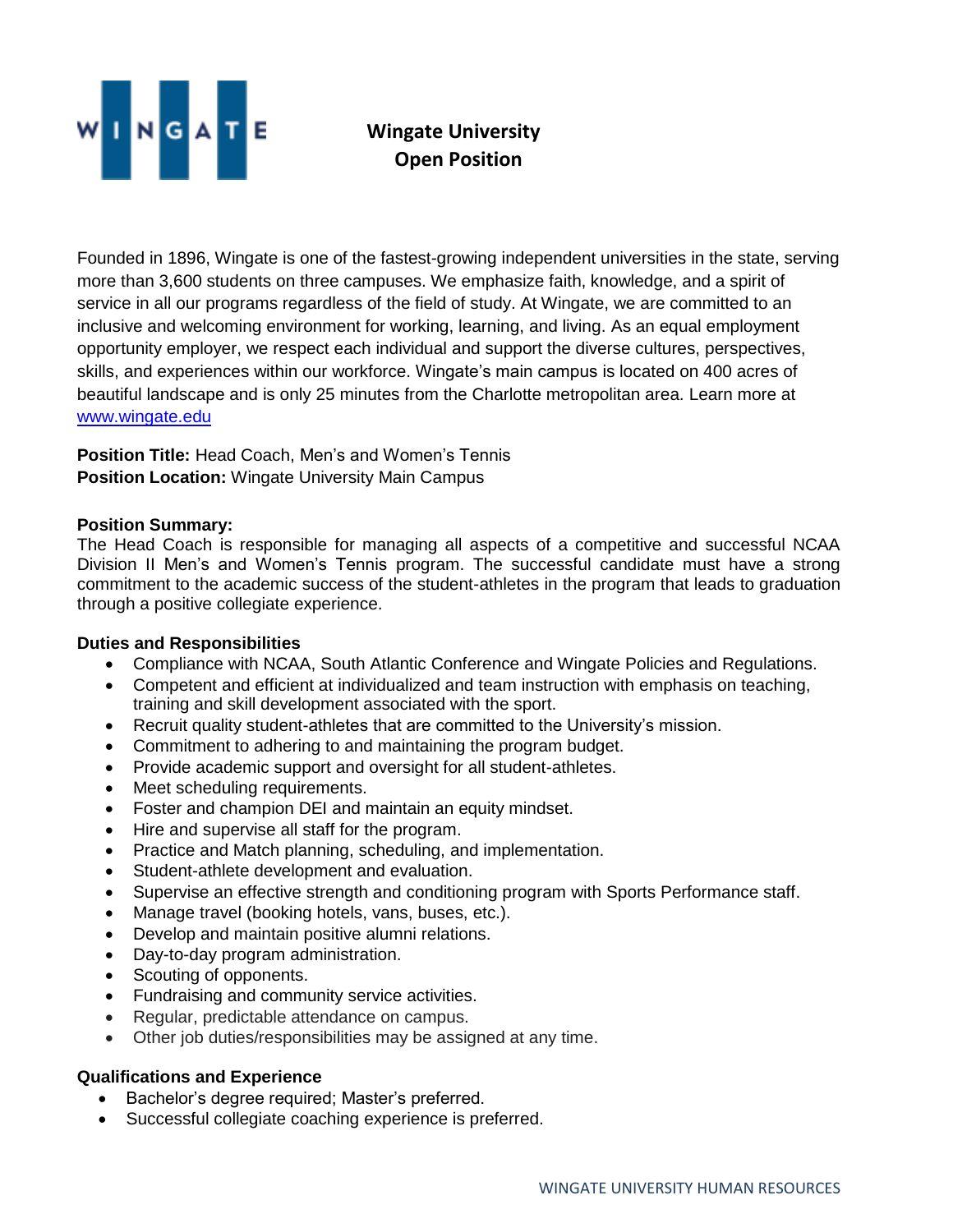# Wingate University
## Open Position

Founded in 1896, Wingate is one of the fastest-growing independent universities in the state, serving more than 3,600 students on three campuses. We emphasize faith, knowledge, and a spirit of service in all our programs regardless of the field of study. At Wingate, we are committed to an inclusive and welcoming environment for working, learning, and living. As an equal employment opportunity employer, we respect each individual and support the diverse cultures, perspectives, skills, and experiences within our workforce. Wingate's main campus is located on 400 acres of beautiful landscape and is only 25 minutes from the Charlotte metropolitan area. Learn more at www.wingate.edu

**Position Title:** Head Coach, Men's and Women's Tennis
**Position Location:** Wingate University Main Campus

**Position Summary:**
The Head Coach is responsible for managing all aspects of a competitive and successful NCAA Division II Men's and Women's Tennis program. The successful candidate must have a strong commitment to the academic success of the student-athletes in the program that leads to graduation through a positive collegiate experience.

**Duties and Responsibilities**

- Compliance with NCAA, South Atlantic Conference and Wingate Policies and Regulations.
- Competent and efficient at individualized and team instruction with emphasis on teaching, training and skill development associated with the sport.
- Recruit quality student-athletes that are committed to the University's mission.
- Commitment to adhering to and maintaining the program budget.
- Provide academic support and oversight for all student-athletes.
- Meet scheduling requirements.
- Foster and champion DEI and maintain an equity mindset.
- Hire and supervise all staff for the program.
- Practice and Match planning, scheduling, and implementation.
- Student-athlete development and evaluation.
- Supervise an effective strength and conditioning program with Sports Performance staff.
- Manage travel (booking hotels, vans, buses, etc.).
- Develop and maintain positive alumni relations.
- Day-to-day program administration.
- Scouting of opponents.
- Fundraising and community service activities.
- Regular, predictable attendance on campus.
- Other job duties/responsibilities may be assigned at any time.

**Qualifications and Experience**

- Bachelor's degree required; Master's preferred.
- Successful collegiate coaching experience is preferred.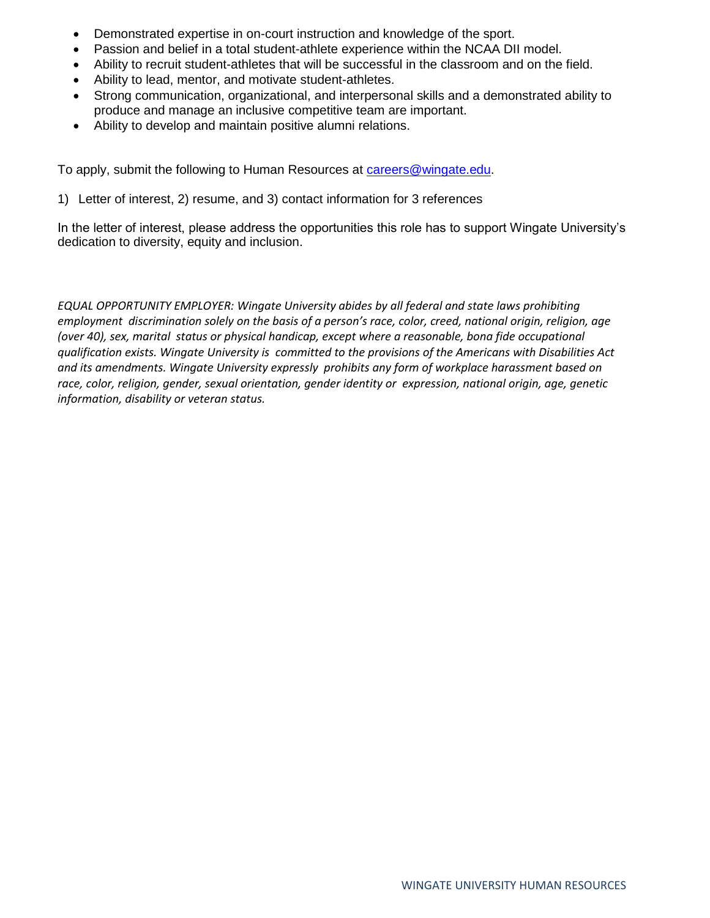- Demonstrated expertise in on-court instruction and knowledge of the sport.
- Passion and belief in a total student-athlete experience within the NCAA DII model.
- Ability to recruit student-athletes that will be successful in the classroom and on the field.
- Ability to lead, mentor, and motivate student-athletes.
- Strong communication, organizational, and interpersonal skills and a demonstrated ability to produce and manage an inclusive competitive team are important.
- Ability to develop and maintain positive alumni relations.

To apply, submit the following to Human Resources at careers@wingate.edu.

1) Letter of interest, 2) resume, and 3) contact information for 3 references

In the letter of interest, please address the opportunities this role has to support Wingate University's dedication to diversity, equity and inclusion.

*EQUAL OPPORTUNITY EMPLOYER: Wingate University abides by all federal and state laws prohibiting employment discrimination solely on the basis of a person's race, color, creed, national origin, religion, age (over 40), sex, marital status or physical handicap, except where a reasonable, bona fide occupational qualification exists. Wingate University is committed to the provisions of the Americans with Disabilities Act and its amendments. Wingate University expressly prohibits any form of workplace harassment based on race, color, religion, gender, sexual orientation, gender identity or expression, national origin, age, genetic information, disability or veteran status.*